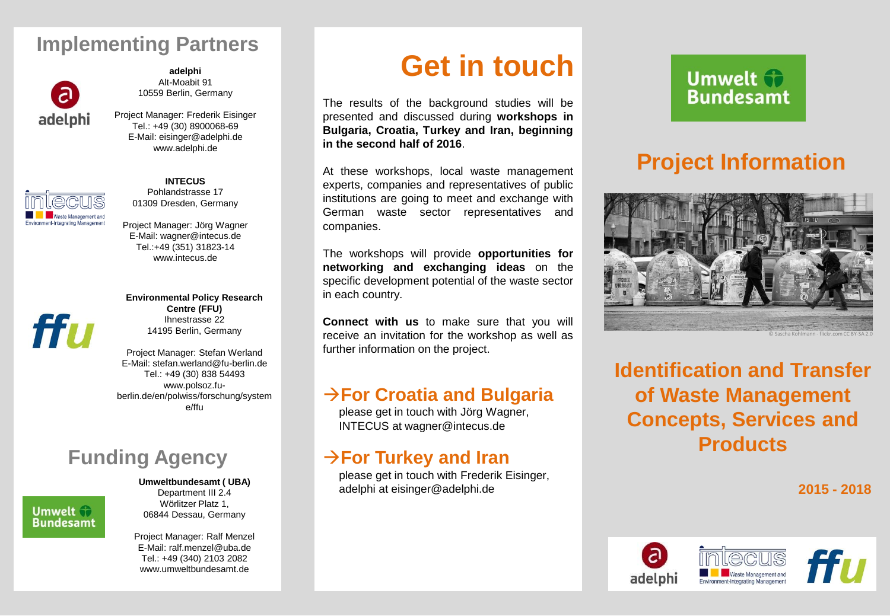# Implementing Partners

**adelphi**
Alt-Moabit 91
10559 Berlin, Germany

Project Manager: Frederik Eisinger
Tel.: +49 (30) 8900068-69
E-Mail: eisinger@adelphi.de
www.adelphi.de

**INTECUS**
Pohlandstrasse 17
01309 Dresden, Germany

Project Manager: Jörg Wagner
E-Mail: wagner@intecus.de
Tel.:+49 (351) 31823-14
www.intecus.de

**Environmental Policy Research Centre (FFU)**
Ihnestrasse 22
14195 Berlin, Germany

Project Manager: Stefan Werland
E-Mail: stefan.werland@fu-berlin.de
Tel.: +49 (30) 838 54493
www.polsoz.fu-berlin.de/en/polwiss/forschung/systeme/ffu

# Funding Agency

**Umweltbundesamt ( UBA)**
Department III 2.4
Wörlitzer Platz 1,
06844 Dessau, Germany

Project Manager: Ralf Menzel
E-Mail: ralf.menzel@uba.de
Tel.: +49 (340) 2103 2082
www.umweltbundesamt.de

# Get in touch

The results of the background studies will be presented and discussed during **workshops in Bulgaria, Croatia, Turkey and Iran, beginning in the second half of 2016**.

At these workshops, local waste management experts, companies and representatives of public institutions are going to meet and exchange with German waste sector representatives and companies.

The workshops will provide **opportunities for networking and exchanging ideas** on the specific development potential of the waste sector in each country.

**Connect with us** to make sure that you will receive an invitation for the workshop as well as further information on the project.

## →For Croatia and Bulgaria

please get in touch with Jörg Wagner, INTECUS at wagner@intecus.de

## →For Turkey and Iran

please get in touch with Frederik Eisinger, adelphi at eisinger@adelphi.de

Umwelt Bundesamt

# Project Information

© Sascha Kohlmann - flickr.com CC BY-SA 2.0

# Identification and Transfer of Waste Management Concepts, Services and Products

**2015 - 2018**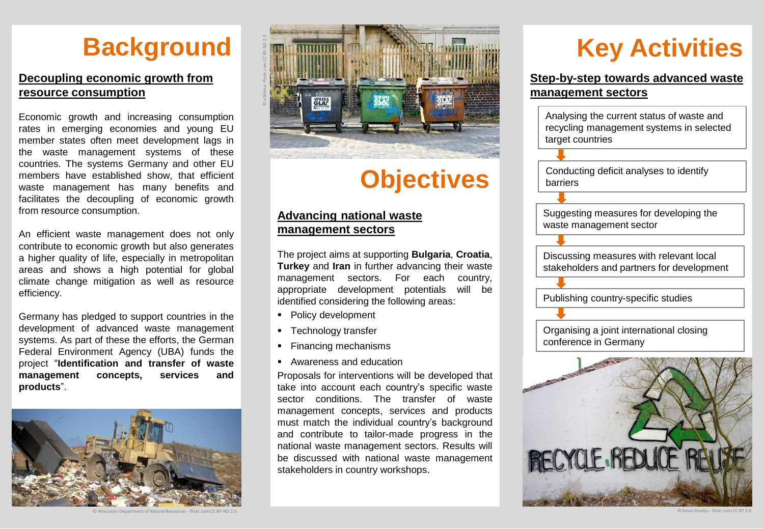# Background

## Decoupling economic growth from resource consumption

Economic growth and increasing consumption rates in emerging economies and young EU member states often meet development lags in the waste management systems of these countries. The systems Germany and other EU members have established show, that efficient waste management has many benefits and facilitates the decoupling of economic growth from resource consumption.

An efficient waste management does not only contribute to economic growth but also generates a higher quality of life, especially in metropolitan areas and shows a high potential for global climate change mitigation as well as resource efficiency.

Germany has pledged to support countries in the development of advanced waste management systems. As part of these the efforts, the German Federal Environment Agency (UBA) funds the project "**Identification and transfer of waste management concepts, services and products**".

© Wisconsin Department of Natural Resources - flickr.com CC BY-ND 2.0

© x1klima - flickr.com CC BY-ND 2.0

# Objectives

## Advancing national waste management sectors

The project aims at supporting **Bulgaria**, **Croatia**, **Turkey** and **Iran** in further advancing their waste management sectors. For each country, appropriate development potentials will be identified considering the following areas:

- Policy development
- Technology transfer
- Financing mechanisms
- Awareness and education

Proposals for interventions will be developed that take into account each country's specific waste sector conditions. The transfer of waste management concepts, services and products must match the individual country's background and contribute to tailor-made progress in the national waste management sectors. Results will be discussed with national waste management stakeholders in country workshops.

# Key Activities

## Step-by-step towards advanced waste management sectors

- Analysing the current status of waste and recycling management systems in selected target countries
- Conducting deficit analyses to identify barriers
- Suggesting measures for developing the waste management sector
- Discussing measures with relevant local stakeholders and partners for development
- Publishing country-specific studies
- Organising a joint international closing conference in Germany

© Kevin Dooley - flickr.com CC BY 2.0